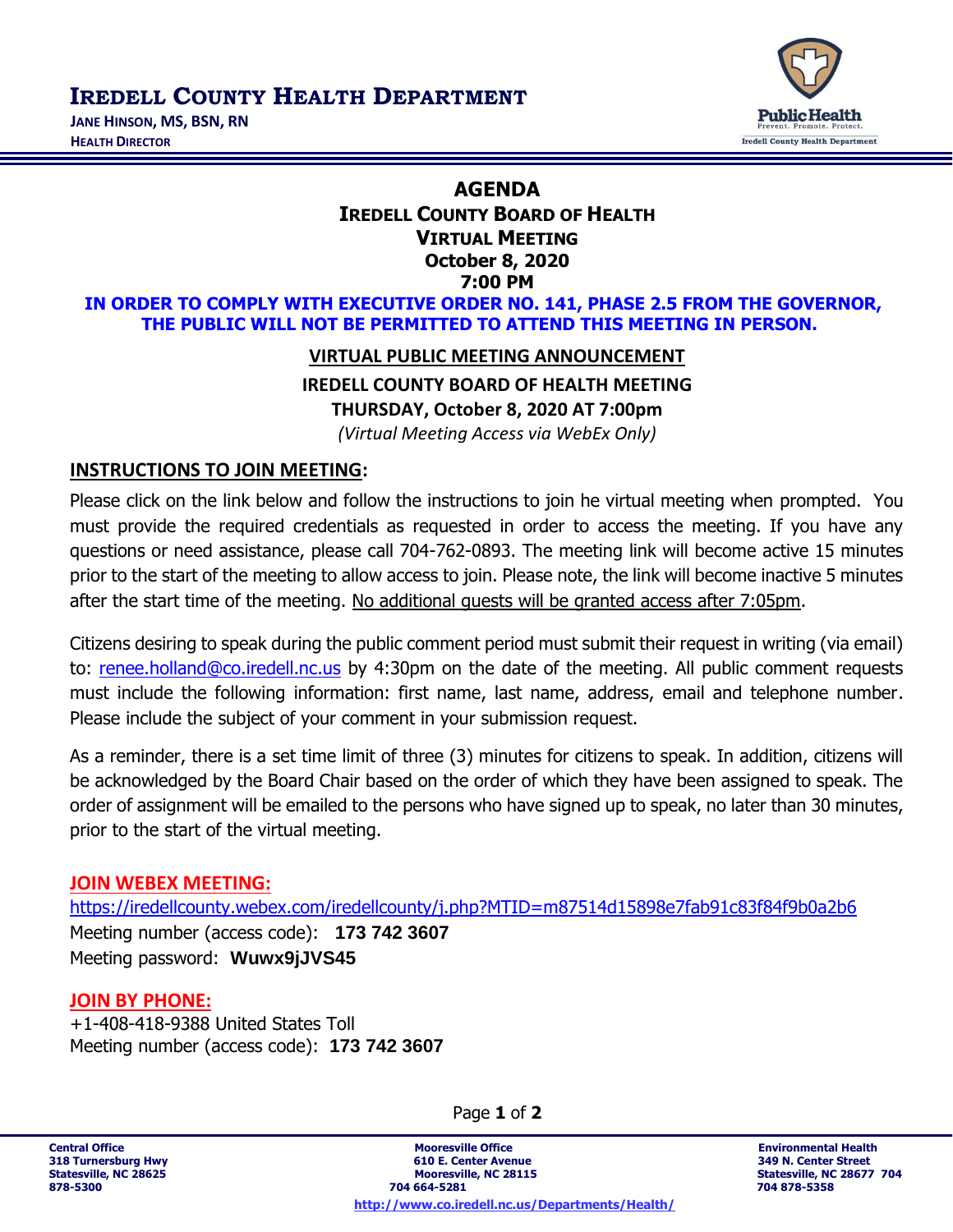# IREDELL COUNTY HEALTH DEPARTMENT

**JANE HINSON, MS, BSN, RN**
**HEALTH DIRECTOR**

PublicHealth
Prevent. Promote. Protect.
Iredell County Health Department

## AGENDA

### IREDELL COUNTY BOARD OF HEALTH
### VIRTUAL MEETING
### October 8, 2020
### 7:00 PM

**IN ORDER TO COMPLY WITH EXECUTIVE ORDER NO. 141, PHASE 2.5 FROM THE GOVERNOR, THE PUBLIC WILL NOT BE PERMITTED TO ATTEND THIS MEETING IN PERSON.**

**VIRTUAL PUBLIC MEETING ANNOUNCEMENT**

**IREDELL COUNTY BOARD OF HEALTH MEETING**

**THURSDAY, October 8, 2020 AT 7:00pm**

*(Virtual Meeting Access via WebEx Only)*

**INSTRUCTIONS TO JOIN MEETING:**

Please click on the link below and follow the instructions to join he virtual meeting when prompted. You must provide the required credentials as requested in order to access the meeting. If you have any questions or need assistance, please call 704-762-0893. The meeting link will become active 15 minutes prior to the start of the meeting to allow access to join. Please note, the link will become inactive 5 minutes after the start time of the meeting. No additional guests will be granted access after 7:05pm.

Citizens desiring to speak during the public comment period must submit their request in writing (via email) to: renee.holland@co.iredell.nc.us by 4:30pm on the date of the meeting. All public comment requests must include the following information: first name, last name, address, email and telephone number. Please include the subject of your comment in your submission request.

As a reminder, there is a set time limit of three (3) minutes for citizens to speak. In addition, citizens will be acknowledged by the Board Chair based on the order of which they have been assigned to speak. The order of assignment will be emailed to the persons who have signed up to speak, no later than 30 minutes, prior to the start of the virtual meeting.

**JOIN WEBEX MEETING:**

https://iredellcounty.webex.com/iredellcounty/j.php?MTID=m87514d15898e7fab91c83f84f9b0a2b6

Meeting number (access code): **173 742 3607**

Meeting password: **Wuwx9jJVS45**

**JOIN BY PHONE:**

+1-408-418-9388 United States Toll

Meeting number (access code): **173 742 3607**

**Central Office**
318 Turnersburg Hwy
Statesville, NC 28625
878-5300

**Mooresville Office**
610 E. Center Avenue
Mooresville, NC 28115
704 664-5281

**Environmental Health**
349 N. Center Street
Statesville, NC 28677 704
704 878-5358

http://www.co.iredell.nc.us/Departments/Health/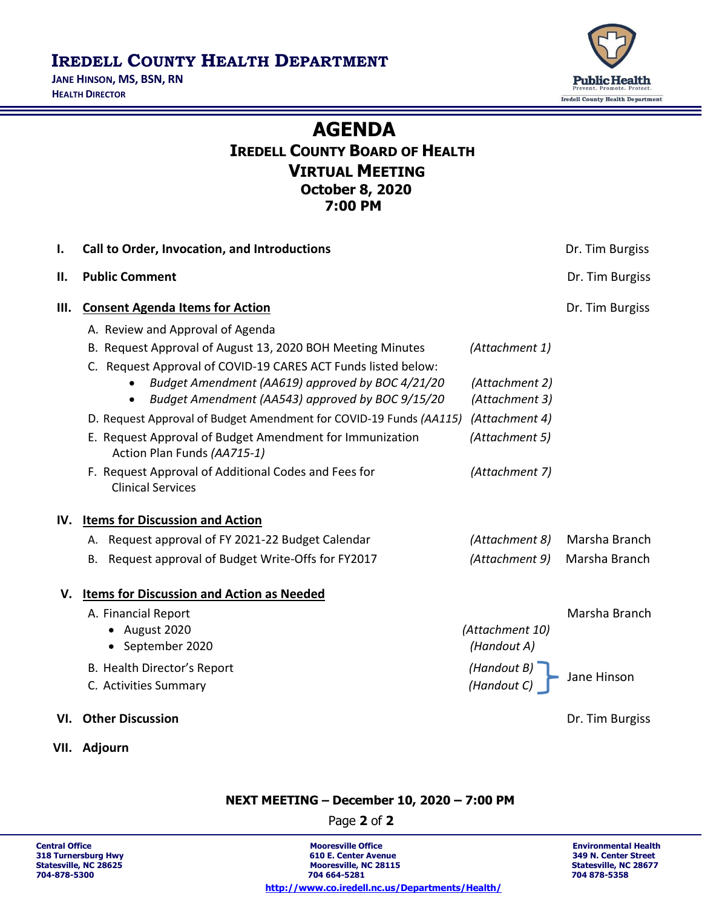# IREDELL COUNTY HEALTH DEPARTMENT

**JANE HINSON, MS, BSN, RN**
**HEALTH DIRECTOR**

# AGENDA

## IREDELL COUNTY BOARD OF HEALTH
## VIRTUAL MEETING
## October 8, 2020
## 7:00 PM

**I. Call to Order, Invocation, and Introductions** — Dr. Tim Burgiss

**II. Public Comment** — Dr. Tim Burgiss

**III. Consent Agenda Items for Action** — Dr. Tim Burgiss

- A. Review and Approval of Agenda
- B. Request Approval of August 13, 2020 BOH Meeting Minutes *(Attachment 1)*
- C. Request Approval of COVID-19 CARES ACT Funds listed below:
  - *Budget Amendment (AA619) approved by BOC 4/21/20* *(Attachment 2)*
  - *Budget Amendment (AA543) approved by BOC 9/15/20* *(Attachment 3)*
- D. Request Approval of Budget Amendment for COVID-19 Funds *(AA115)* *(Attachment 4)*
- E. Request Approval of Budget Amendment for Immunization Action Plan Funds *(AA715-1)* *(Attachment 5)*
- F. Request Approval of Additional Codes and Fees for Clinical Services *(Attachment 7)*

**IV. Items for Discussion and Action**

- A. Request approval of FY 2021-22 Budget Calendar *(Attachment 8)* — Marsha Branch
- B. Request approval of Budget Write-Offs for FY2017 *(Attachment 9)* — Marsha Branch

**V. Items for Discussion and Action as Needed**

- A. Financial Report — Marsha Branch
  - August 2020 *(Attachment 10)*
  - September 2020 *(Handout A)*
- B. Health Director's Report *(Handout B)* — Jane Hinson
- C. Activities Summary *(Handout C)* — Jane Hinson

**VI. Other Discussion** — Dr. Tim Burgiss

**VII. Adjourn**

**NEXT MEETING – December 10, 2020 – 7:00 PM**

**Central Office**
**318 Turnersburg Hwy**
**Statesville, NC 28625**
**704-878-5300**

**Mooresville Office**
**610 E. Center Avenue**
**Mooresville, NC 28115**
**704 664-5281**

**Environmental Health**
**349 N. Center Street**
**Statesville, NC 28677**
**704 878-5358**

**http://www.co.iredell.nc.us/Departments/Health/**